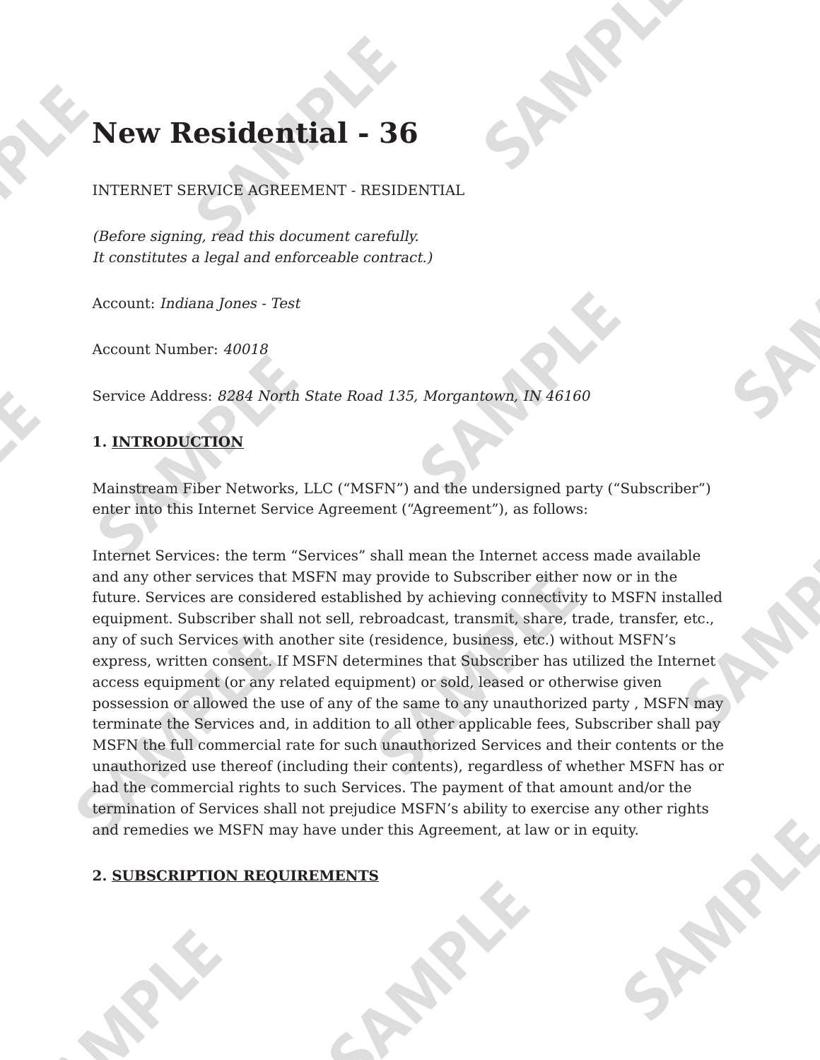# New Residential - 36

INTERNET SERVICE AGREEMENT - RESIDENTIAL

*(Before signing, read this document carefully.*
*It constitutes a legal and enforceable contract.)*

Account: *Indiana Jones - Test*

Account Number: *40018*

Service Address: *8284 North State Road 135, Morgantown, IN 46160*

**1. <u>INTRODUCTION</u>**

Mainstream Fiber Networks, LLC ("MSFN") and the undersigned party ("Subscriber") enter into this Internet Service Agreement ("Agreement"), as follows:

Internet Services: the term "Services" shall mean the Internet access made available and any other services that MSFN may provide to Subscriber either now or in the future. Services are considered established by achieving connectivity to MSFN installed equipment. Subscriber shall not sell, rebroadcast, transmit, share, trade, transfer, etc., any of such Services with another site (residence, business, etc.) without MSFN's express, written consent. If MSFN determines that Subscriber has utilized the Internet access equipment (or any related equipment) or sold, leased or otherwise given possession or allowed the use of any of the same to any unauthorized party , MSFN may terminate the Services and, in addition to all other applicable fees, Subscriber shall pay MSFN the full commercial rate for such unauthorized Services and their contents or the unauthorized use thereof (including their contents), regardless of whether MSFN has or had the commercial rights to such Services. The payment of that amount and/or the termination of Services shall not prejudice MSFN's ability to exercise any other rights and remedies we MSFN may have under this Agreement, at law or in equity.

**2. <u>SUBSCRIPTION REQUIREMENTS</u>**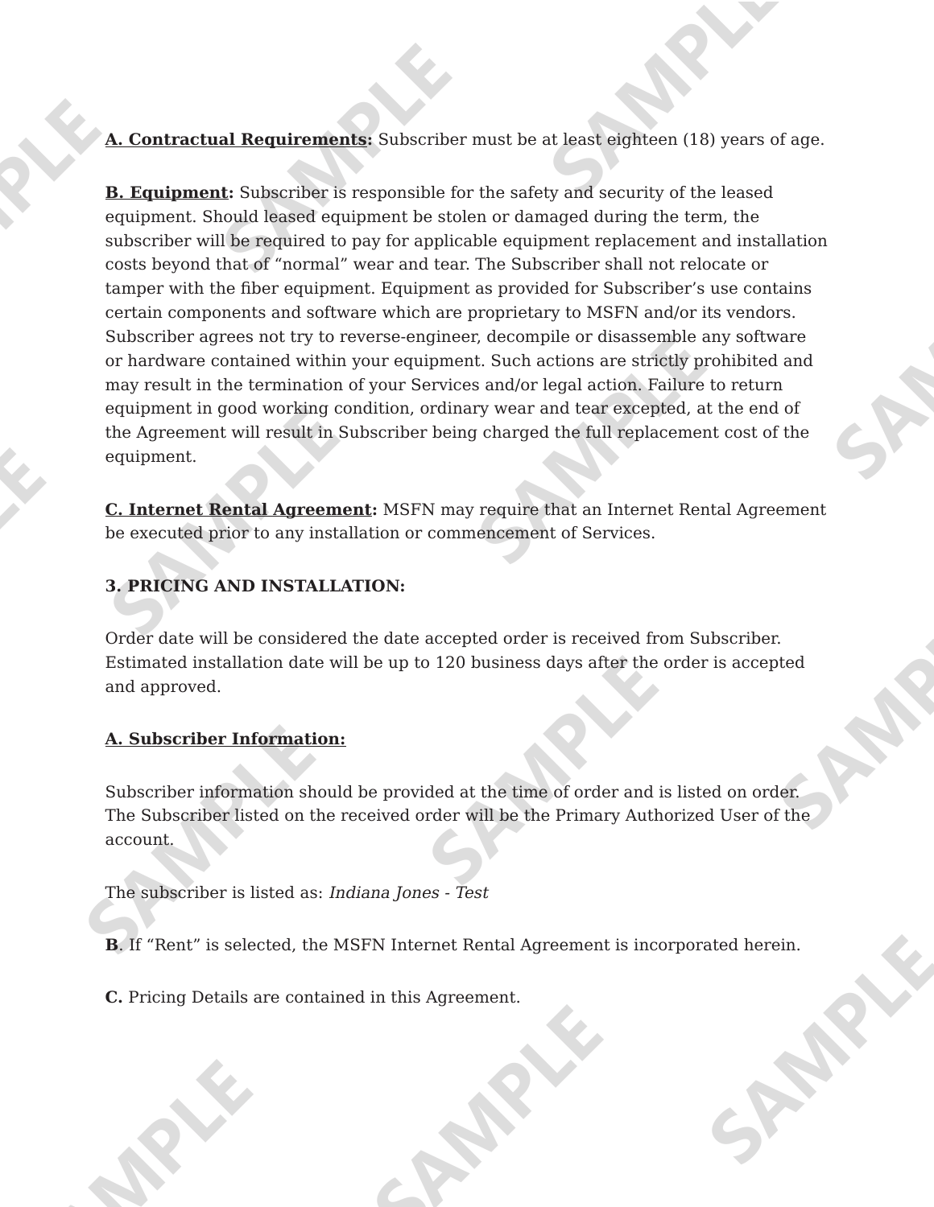**<u>A. Contractual Requirements</u>:** Subscriber must be at least eighteen (18) years of age.

**<u>B. Equipment</u>:** Subscriber is responsible for the safety and security of the leased equipment. Should leased equipment be stolen or damaged during the term, the subscriber will be required to pay for applicable equipment replacement and installation costs beyond that of "normal" wear and tear. The Subscriber shall not relocate or tamper with the fiber equipment. Equipment as provided for Subscriber's use contains certain components and software which are proprietary to MSFN and/or its vendors. Subscriber agrees not try to reverse-engineer, decompile or disassemble any software or hardware contained within your equipment. Such actions are strictly prohibited and may result in the termination of your Services and/or legal action. Failure to return equipment in good working condition, ordinary wear and tear excepted, at the end of the Agreement will result in Subscriber being charged the full replacement cost of the equipment.

**<u>C. Internet Rental Agreement</u>:** MSFN may require that an Internet Rental Agreement be executed prior to any installation or commencement of Services.

**3. PRICING AND INSTALLATION:**

Order date will be considered the date accepted order is received from Subscriber. Estimated installation date will be up to 120 business days after the order is accepted and approved.

**<u>A. Subscriber Information:</u>**

Subscriber information should be provided at the time of order and is listed on order. The Subscriber listed on the received order will be the Primary Authorized User of the account.

The subscriber is listed as: *Indiana Jones - Test*

**B**. If "Rent" is selected, the MSFN Internet Rental Agreement is incorporated herein.

**C.** Pricing Details are contained in this Agreement.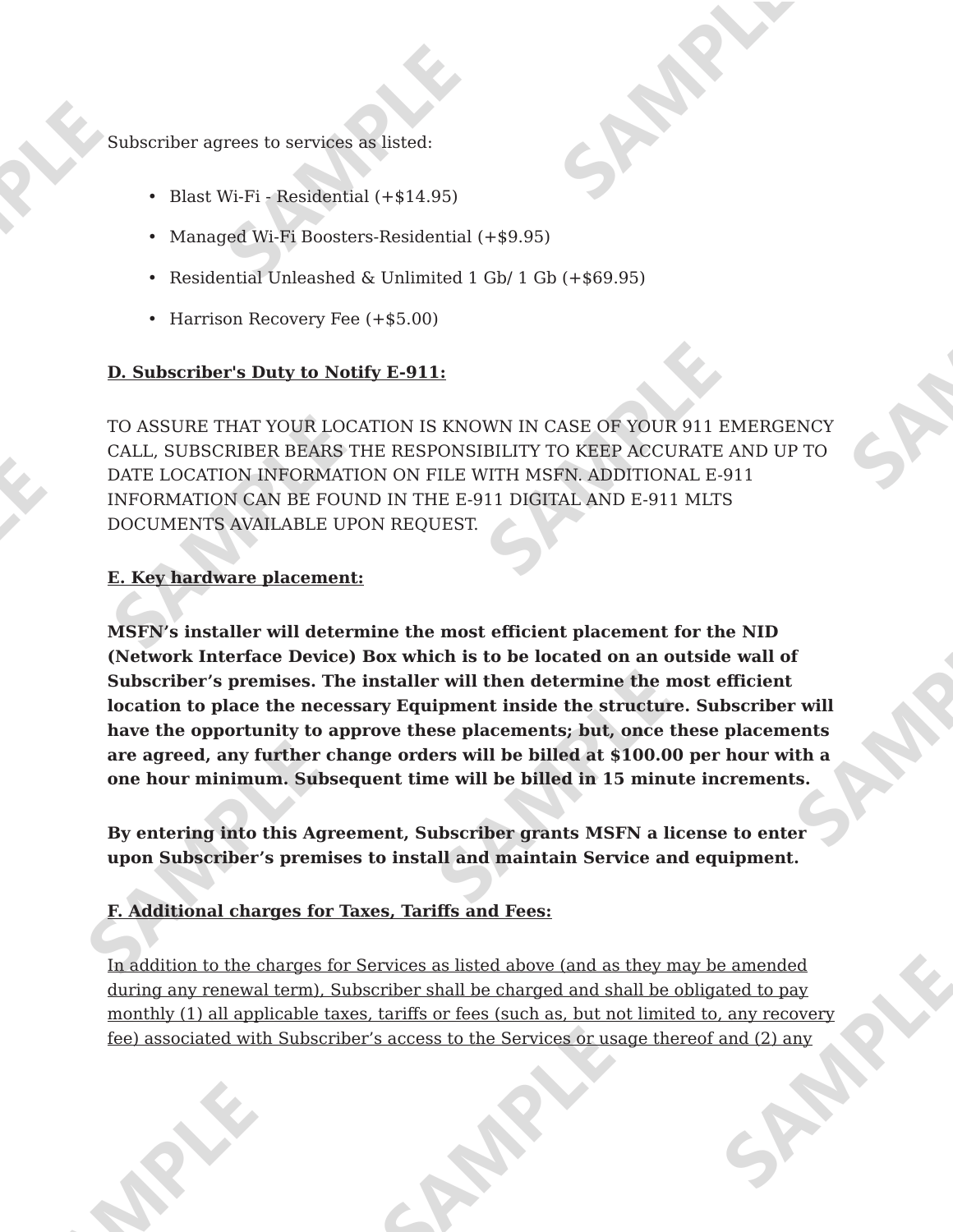Subscriber agrees to services as listed:

- Blast Wi-Fi - Residential (+$14.95)
- Managed Wi-Fi Boosters-Residential (+$9.95)
- Residential Unleashed & Unlimited 1 Gb/ 1 Gb (+$69.95)
- Harrison Recovery Fee (+$5.00)

<u>**D. Subscriber's Duty to Notify E-911:**</u>

TO ASSURE THAT YOUR LOCATION IS KNOWN IN CASE OF YOUR 911 EMERGENCY CALL, SUBSCRIBER BEARS THE RESPONSIBILITY TO KEEP ACCURATE AND UP TO DATE LOCATION INFORMATION ON FILE WITH MSFN. ADDITIONAL E-911 INFORMATION CAN BE FOUND IN THE E-911 DIGITAL AND E-911 MLTS DOCUMENTS AVAILABLE UPON REQUEST.

<u>**E. Key hardware placement:**</u>

**MSFN's installer will determine the most efficient placement for the NID (Network Interface Device) Box which is to be located on an outside wall of Subscriber's premises. The installer will then determine the most efficient location to place the necessary Equipment inside the structure. Subscriber will have the opportunity to approve these placements; but, once these placements are agreed, any further change orders will be billed at $100.00 per hour with a one hour minimum. Subsequent time will be billed in 15 minute increments.**

**By entering into this Agreement, Subscriber grants MSFN a license to enter upon Subscriber's premises to install and maintain Service and equipment.**

<u>**F. Additional charges for Taxes, Tariffs and Fees:**</u>

<u>In addition to the charges for Services as listed above (and as they may be amended during any renewal term), Subscriber shall be charged and shall be obligated to pay monthly (1) all applicable taxes, tariffs or fees (such as, but not limited to, any recovery fee) associated with Subscriber's access to the Services or usage thereof and (2) any</u>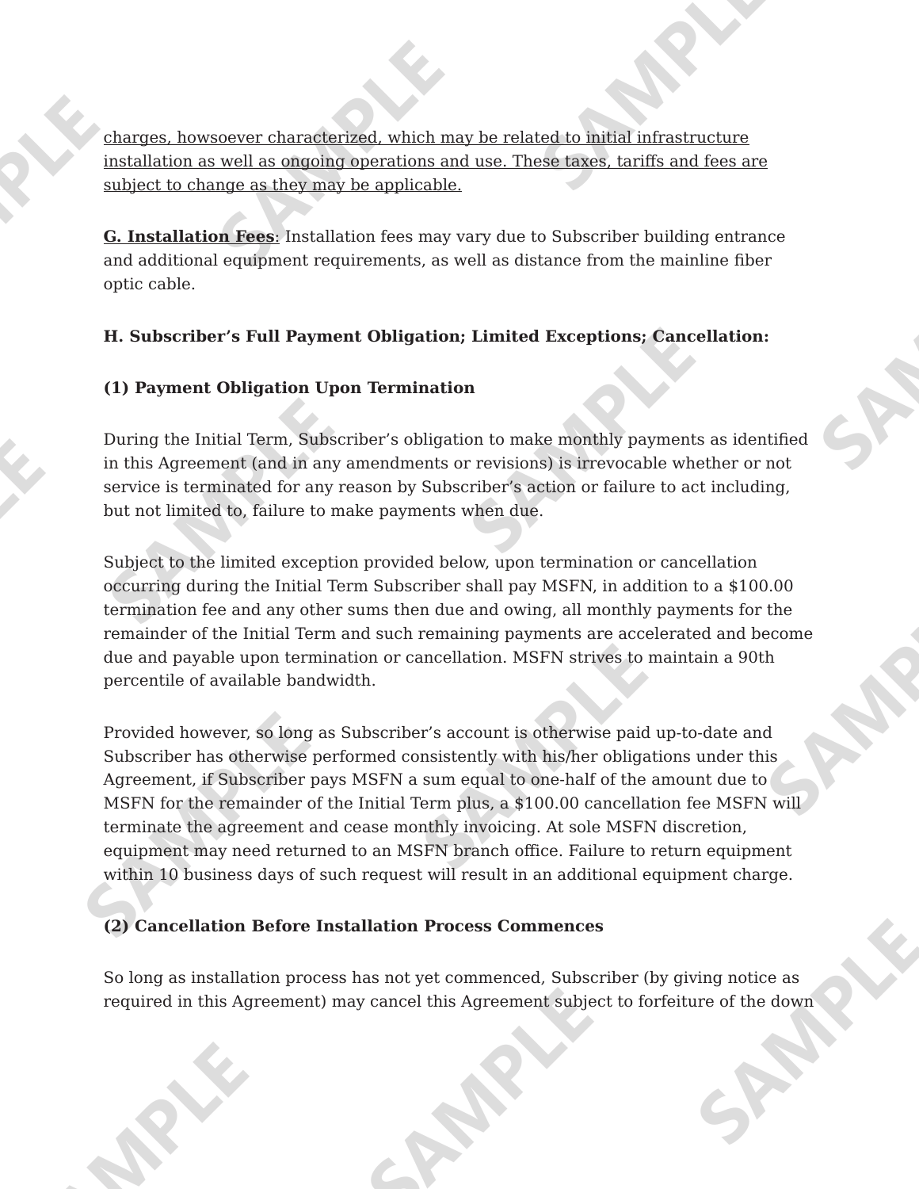<u>charges, howsoever characterized, which may be related to initial infrastructure installation as well as ongoing operations and use. These taxes, tariffs and fees are subject to change as they may be applicable.</u>

**<u>G. Installation Fees</u>**: Installation fees may vary due to Subscriber building entrance and additional equipment requirements, as well as distance from the mainline fiber optic cable.

**H. Subscriber's Full Payment Obligation; Limited Exceptions; Cancellation:**

**(1) Payment Obligation Upon Termination**

During the Initial Term, Subscriber's obligation to make monthly payments as identified in this Agreement (and in any amendments or revisions) is irrevocable whether or not service is terminated for any reason by Subscriber's action or failure to act including, but not limited to, failure to make payments when due.

Subject to the limited exception provided below, upon termination or cancellation occurring during the Initial Term Subscriber shall pay MSFN, in addition to a $100.00 termination fee and any other sums then due and owing, all monthly payments for the remainder of the Initial Term and such remaining payments are accelerated and become due and payable upon termination or cancellation. MSFN strives to maintain a 90th percentile of available bandwidth.

Provided however, so long as Subscriber's account is otherwise paid up-to-date and Subscriber has otherwise performed consistently with his/her obligations under this Agreement, if Subscriber pays MSFN a sum equal to one-half of the amount due to MSFN for the remainder of the Initial Term plus, a $100.00 cancellation fee MSFN will terminate the agreement and cease monthly invoicing. At sole MSFN discretion, equipment may need returned to an MSFN branch office. Failure to return equipment within 10 business days of such request will result in an additional equipment charge.

**(2) Cancellation Before Installation Process Commences**

So long as installation process has not yet commenced, Subscriber (by giving notice as required in this Agreement) may cancel this Agreement subject to forfeiture of the down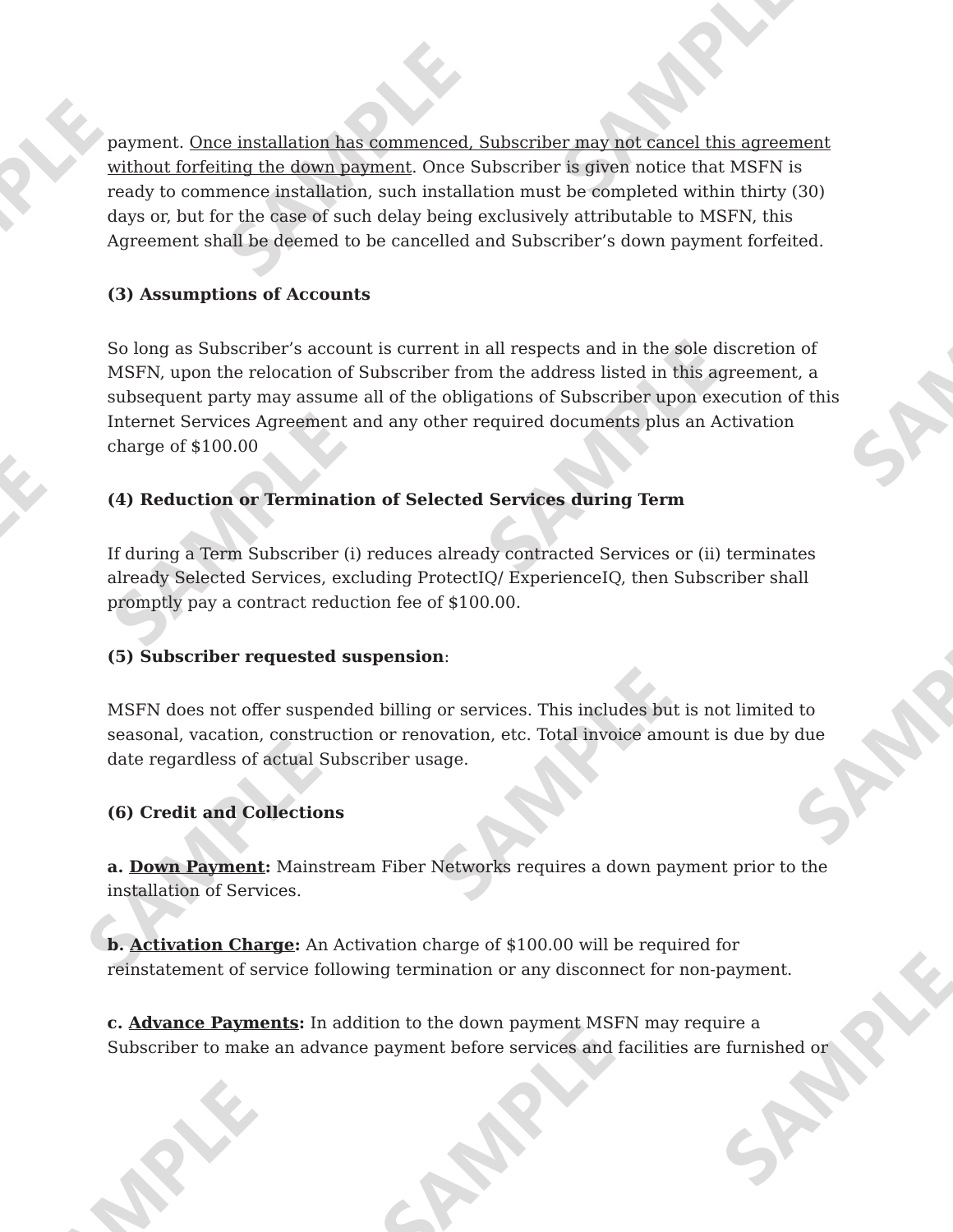payment. <u>Once installation has commenced, Subscriber may not cancel this agreement without forfeiting the down payment</u>. Once Subscriber is given notice that MSFN is ready to commence installation, such installation must be completed within thirty (30) days or, but for the case of such delay being exclusively attributable to MSFN, this Agreement shall be deemed to be cancelled and Subscriber's down payment forfeited.

**(3) Assumptions of Accounts**

So long as Subscriber's account is current in all respects and in the sole discretion of MSFN, upon the relocation of Subscriber from the address listed in this agreement, a subsequent party may assume all of the obligations of Subscriber upon execution of this Internet Services Agreement and any other required documents plus an Activation charge of $100.00

**(4) Reduction or Termination of Selected Services during Term**

If during a Term Subscriber (i) reduces already contracted Services or (ii) terminates already Selected Services, excluding ProtectIQ/ ExperienceIQ, then Subscriber shall promptly pay a contract reduction fee of $100.00.

**(5) Subscriber requested suspension**:

MSFN does not offer suspended billing or services. This includes but is not limited to seasonal, vacation, construction or renovation, etc. Total invoice amount is due by due date regardless of actual Subscriber usage.

**(6) Credit and Collections**

**a. <u>Down Payment</u>:** Mainstream Fiber Networks requires a down payment prior to the installation of Services.

**b. <u>Activation Charge</u>:** An Activation charge of $100.00 will be required for reinstatement of service following termination or any disconnect for non-payment.

**c. <u>Advance Payments</u>:** In addition to the down payment MSFN may require a Subscriber to make an advance payment before services and facilities are furnished or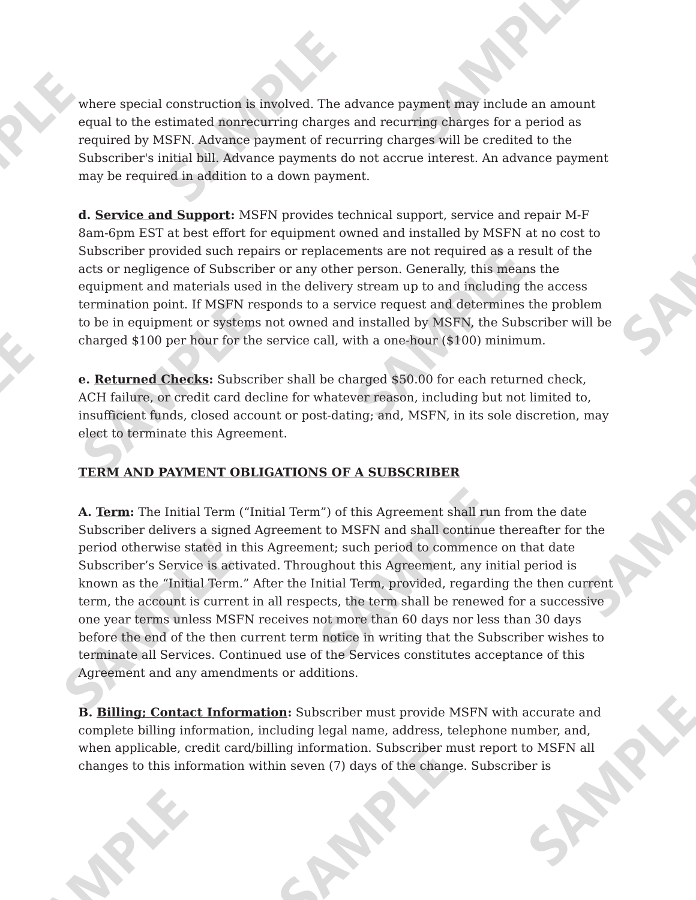where special construction is involved. The advance payment may include an amount equal to the estimated nonrecurring charges and recurring charges for a period as required by MSFN. Advance payment of recurring charges will be credited to the Subscriber's initial bill. Advance payments do not accrue interest. An advance payment may be required in addition to a down payment.

**d. Service and Support:** MSFN provides technical support, service and repair M-F 8am-6pm EST at best effort for equipment owned and installed by MSFN at no cost to Subscriber provided such repairs or replacements are not required as a result of the acts or negligence of Subscriber or any other person. Generally, this means the equipment and materials used in the delivery stream up to and including the access termination point. If MSFN responds to a service request and determines the problem to be in equipment or systems not owned and installed by MSFN, the Subscriber will be charged $100 per hour for the service call, with a one-hour ($100) minimum.

**e. Returned Checks:** Subscriber shall be charged $50.00 for each returned check, ACH failure, or credit card decline for whatever reason, including but not limited to, insufficient funds, closed account or post-dating; and, MSFN, in its sole discretion, may elect to terminate this Agreement.

**TERM AND PAYMENT OBLIGATIONS OF A SUBSCRIBER**

**A. Term:** The Initial Term ("Initial Term") of this Agreement shall run from the date Subscriber delivers a signed Agreement to MSFN and shall continue thereafter for the period otherwise stated in this Agreement; such period to commence on that date Subscriber's Service is activated. Throughout this Agreement, any initial period is known as the "Initial Term." After the Initial Term, provided, regarding the then current term, the account is current in all respects, the term shall be renewed for a successive one year terms unless MSFN receives not more than 60 days nor less than 30 days before the end of the then current term notice in writing that the Subscriber wishes to terminate all Services. Continued use of the Services constitutes acceptance of this Agreement and any amendments or additions.

**B. Billing; Contact Information:** Subscriber must provide MSFN with accurate and complete billing information, including legal name, address, telephone number, and, when applicable, credit card/billing information. Subscriber must report to MSFN all changes to this information within seven (7) days of the change. Subscriber is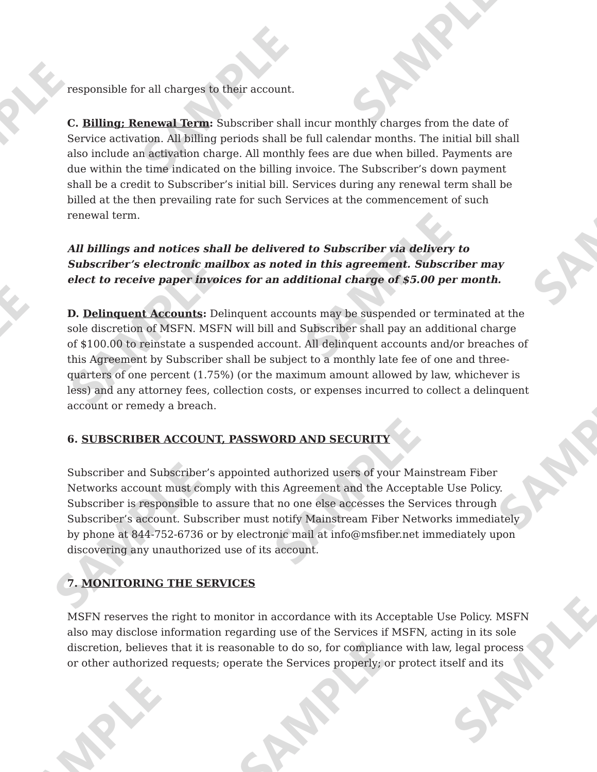responsible for all charges to their account.

**C. <u>Billing; Renewal Term</u>:** Subscriber shall incur monthly charges from the date of Service activation. All billing periods shall be full calendar months. The initial bill shall also include an activation charge. All monthly fees are due when billed. Payments are due within the time indicated on the billing invoice. The Subscriber's down payment shall be a credit to Subscriber's initial bill. Services during any renewal term shall be billed at the then prevailing rate for such Services at the commencement of such renewal term.

***All billings and notices shall be delivered to Subscriber via delivery to Subscriber's electronic mailbox as noted in this agreement. Subscriber may elect to receive paper invoices for an additional charge of $5.00 per month.***

**D. <u>Delinquent Accounts</u>:** Delinquent accounts may be suspended or terminated at the sole discretion of MSFN. MSFN will bill and Subscriber shall pay an additional charge of $100.00 to reinstate a suspended account. All delinquent accounts and/or breaches of this Agreement by Subscriber shall be subject to a monthly late fee of one and three-quarters of one percent (1.75%) (or the maximum amount allowed by law, whichever is less) and any attorney fees, collection costs, or expenses incurred to collect a delinquent account or remedy a breach.

## 6. <u>SUBSCRIBER ACCOUNT, PASSWORD AND SECURITY</u>

Subscriber and Subscriber's appointed authorized users of your Mainstream Fiber Networks account must comply with this Agreement and the Acceptable Use Policy. Subscriber is responsible to assure that no one else accesses the Services through Subscriber's account. Subscriber must notify Mainstream Fiber Networks immediately by phone at 844-752-6736 or by electronic mail at info@msfiber.net immediately upon discovering any unauthorized use of its account.

## 7. <u>MONITORING THE SERVICES</u>

MSFN reserves the right to monitor in accordance with its Acceptable Use Policy. MSFN also may disclose information regarding use of the Services if MSFN, acting in its sole discretion, believes that it is reasonable to do so, for compliance with law, legal process or other authorized requests; operate the Services properly; or protect itself and its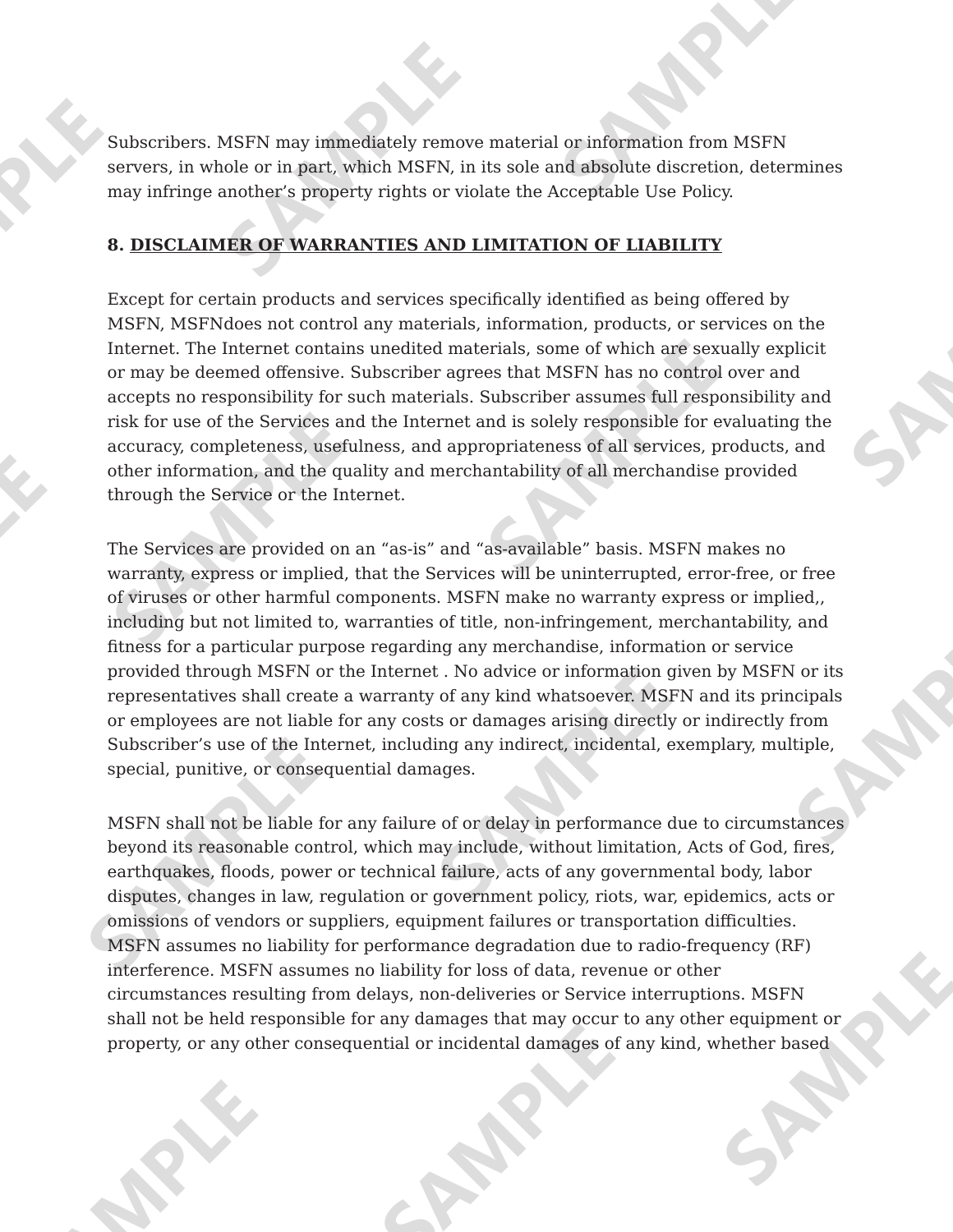Subscribers. MSFN may immediately remove material or information from MSFN servers, in whole or in part, which MSFN, in its sole and absolute discretion, determines may infringe another's property rights or violate the Acceptable Use Policy.

## 8. DISCLAIMER OF WARRANTIES AND LIMITATION OF LIABILITY

Except for certain products and services specifically identified as being offered by MSFN, MSFNdoes not control any materials, information, products, or services on the Internet. The Internet contains unedited materials, some of which are sexually explicit or may be deemed offensive. Subscriber agrees that MSFN has no control over and accepts no responsibility for such materials. Subscriber assumes full responsibility and risk for use of the Services and the Internet and is solely responsible for evaluating the accuracy, completeness, usefulness, and appropriateness of all services, products, and other information, and the quality and merchantability of all merchandise provided through the Service or the Internet.

The Services are provided on an "as-is" and "as-available" basis. MSFN makes no warranty, express or implied, that the Services will be uninterrupted, error-free, or free of viruses or other harmful components. MSFN make no warranty express or implied,, including but not limited to, warranties of title, non-infringement, merchantability, and fitness for a particular purpose regarding any merchandise, information or service provided through MSFN or the Internet . No advice or information given by MSFN or its representatives shall create a warranty of any kind whatsoever. MSFN and its principals or employees are not liable for any costs or damages arising directly or indirectly from Subscriber's use of the Internet, including any indirect, incidental, exemplary, multiple, special, punitive, or consequential damages.

MSFN shall not be liable for any failure of or delay in performance due to circumstances beyond its reasonable control, which may include, without limitation, Acts of God, fires, earthquakes, floods, power or technical failure, acts of any governmental body, labor disputes, changes in law, regulation or government policy, riots, war, epidemics, acts or omissions of vendors or suppliers, equipment failures or transportation difficulties. MSFN assumes no liability for performance degradation due to radio-frequency (RF) interference. MSFN assumes no liability for loss of data, revenue or other circumstances resulting from delays, non-deliveries or Service interruptions. MSFN shall not be held responsible for any damages that may occur to any other equipment or property, or any other consequential or incidental damages of any kind, whether based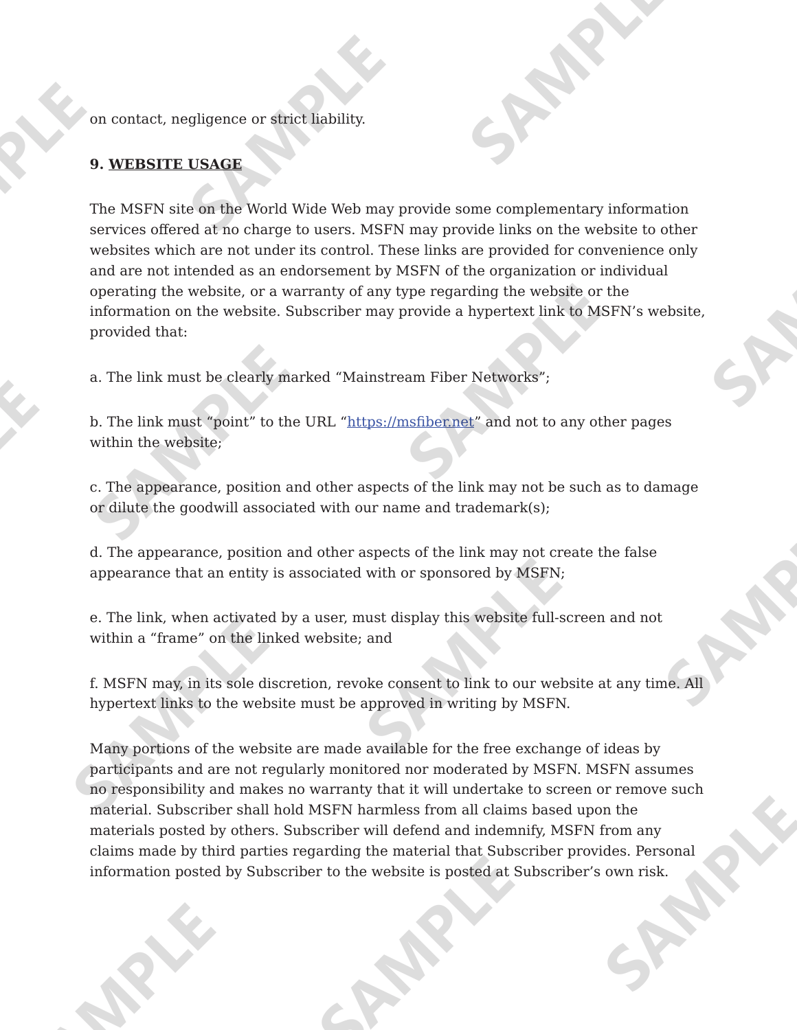on contact, negligence or strict liability.

**9. <u>WEBSITE USAGE</u>**

The MSFN site on the World Wide Web may provide some complementary information services offered at no charge to users. MSFN may provide links on the website to other websites which are not under its control. These links are provided for convenience only and are not intended as an endorsement by MSFN of the organization or individual operating the website, or a warranty of any type regarding the website or the information on the website. Subscriber may provide a hypertext link to MSFN's website, provided that:

a. The link must be clearly marked "Mainstream Fiber Networks";

b. The link must "point" to the URL "[https://msfiber.net](https://msfiber.net)" and not to any other pages within the website;

c. The appearance, position and other aspects of the link may not be such as to damage or dilute the goodwill associated with our name and trademark(s);

d. The appearance, position and other aspects of the link may not create the false appearance that an entity is associated with or sponsored by MSFN;

e. The link, when activated by a user, must display this website full-screen and not within a "frame" on the linked website; and

f. MSFN may, in its sole discretion, revoke consent to link to our website at any time. All hypertext links to the website must be approved in writing by MSFN.

Many portions of the website are made available for the free exchange of ideas by participants and are not regularly monitored nor moderated by MSFN. MSFN assumes no responsibility and makes no warranty that it will undertake to screen or remove such material. Subscriber shall hold MSFN harmless from all claims based upon the materials posted by others. Subscriber will defend and indemnify, MSFN from any claims made by third parties regarding the material that Subscriber provides. Personal information posted by Subscriber to the website is posted at Subscriber's own risk.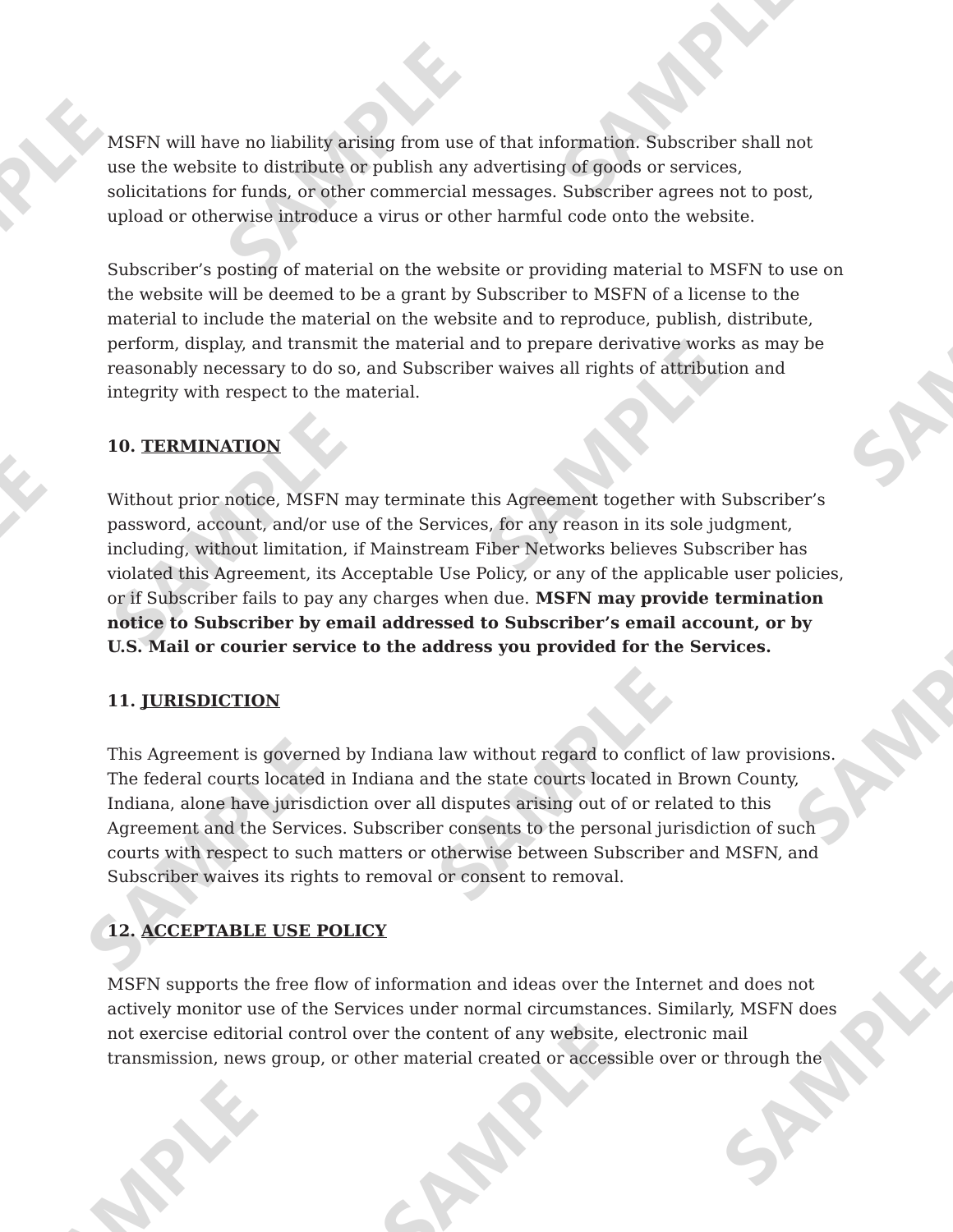MSFN will have no liability arising from use of that information. Subscriber shall not use the website to distribute or publish any advertising of goods or services, solicitations for funds, or other commercial messages. Subscriber agrees not to post, upload or otherwise introduce a virus or other harmful code onto the website.

Subscriber's posting of material on the website or providing material to MSFN to use on the website will be deemed to be a grant by Subscriber to MSFN of a license to the material to include the material on the website and to reproduce, publish, distribute, perform, display, and transmit the material and to prepare derivative works as may be reasonably necessary to do so, and Subscriber waives all rights of attribution and integrity with respect to the material.

**10. TERMINATION**

Without prior notice, MSFN may terminate this Agreement together with Subscriber's password, account, and/or use of the Services, for any reason in its sole judgment, including, without limitation, if Mainstream Fiber Networks believes Subscriber has violated this Agreement, its Acceptable Use Policy, or any of the applicable user policies, or if Subscriber fails to pay any charges when due. **MSFN may provide termination notice to Subscriber by email addressed to Subscriber's email account, or by U.S. Mail or courier service to the address you provided for the Services.**

**11. JURISDICTION**

This Agreement is governed by Indiana law without regard to conflict of law provisions. The federal courts located in Indiana and the state courts located in Brown County, Indiana, alone have jurisdiction over all disputes arising out of or related to this Agreement and the Services. Subscriber consents to the personal jurisdiction of such courts with respect to such matters or otherwise between Subscriber and MSFN, and Subscriber waives its rights to removal or consent to removal.

**12. ACCEPTABLE USE POLICY**

MSFN supports the free flow of information and ideas over the Internet and does not actively monitor use of the Services under normal circumstances. Similarly, MSFN does not exercise editorial control over the content of any website, electronic mail transmission, news group, or other material created or accessible over or through the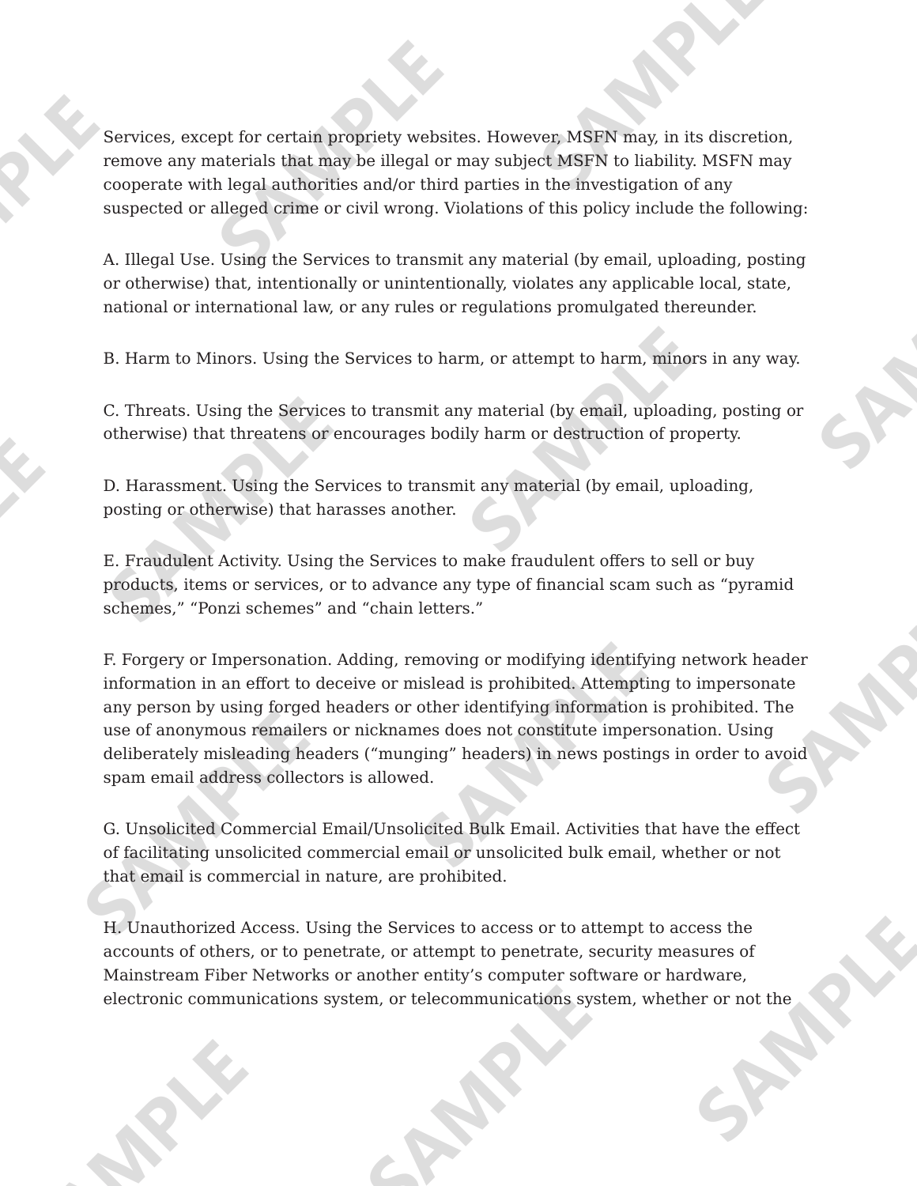Services, except for certain propriety websites. However, MSFN may, in its discretion, remove any materials that may be illegal or may subject MSFN to liability. MSFN may cooperate with legal authorities and/or third parties in the investigation of any suspected or alleged crime or civil wrong. Violations of this policy include the following:

A. Illegal Use. Using the Services to transmit any material (by email, uploading, posting or otherwise) that, intentionally or unintentionally, violates any applicable local, state, national or international law, or any rules or regulations promulgated thereunder.

B. Harm to Minors. Using the Services to harm, or attempt to harm, minors in any way.

C. Threats. Using the Services to transmit any material (by email, uploading, posting or otherwise) that threatens or encourages bodily harm or destruction of property.

D. Harassment. Using the Services to transmit any material (by email, uploading, posting or otherwise) that harasses another.

E. Fraudulent Activity. Using the Services to make fraudulent offers to sell or buy products, items or services, or to advance any type of financial scam such as “pyramid schemes,” “Ponzi schemes” and “chain letters.”

F. Forgery or Impersonation. Adding, removing or modifying identifying network header information in an effort to deceive or mislead is prohibited. Attempting to impersonate any person by using forged headers or other identifying information is prohibited. The use of anonymous remailers or nicknames does not constitute impersonation. Using deliberately misleading headers (“munging” headers) in news postings in order to avoid spam email address collectors is allowed.

G. Unsolicited Commercial Email/Unsolicited Bulk Email. Activities that have the effect of facilitating unsolicited commercial email or unsolicited bulk email, whether or not that email is commercial in nature, are prohibited.

H. Unauthorized Access. Using the Services to access or to attempt to access the accounts of others, or to penetrate, or attempt to penetrate, security measures of Mainstream Fiber Networks or another entity’s computer software or hardware, electronic communications system, or telecommunications system, whether or not the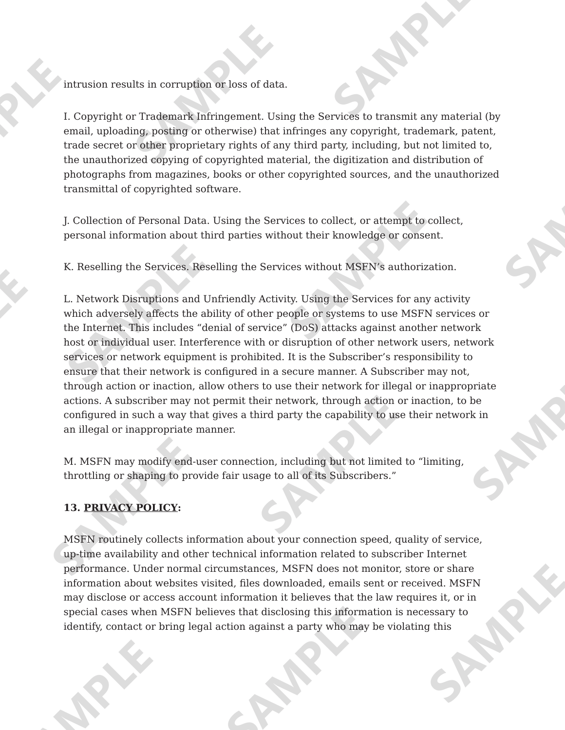intrusion results in corruption or loss of data.

I. Copyright or Trademark Infringement. Using the Services to transmit any material (by email, uploading, posting or otherwise) that infringes any copyright, trademark, patent, trade secret or other proprietary rights of any third party, including, but not limited to, the unauthorized copying of copyrighted material, the digitization and distribution of photographs from magazines, books or other copyrighted sources, and the unauthorized transmittal of copyrighted software.

J. Collection of Personal Data. Using the Services to collect, or attempt to collect, personal information about third parties without their knowledge or consent.

K. Reselling the Services. Reselling the Services without MSFN’s authorization.

L. Network Disruptions and Unfriendly Activity. Using the Services for any activity which adversely affects the ability of other people or systems to use MSFN services or the Internet. This includes “denial of service” (DoS) attacks against another network host or individual user. Interference with or disruption of other network users, network services or network equipment is prohibited. It is the Subscriber’s responsibility to ensure that their network is configured in a secure manner. A Subscriber may not, through action or inaction, allow others to use their network for illegal or inappropriate actions. A subscriber may not permit their network, through action or inaction, to be configured in such a way that gives a third party the capability to use their network in an illegal or inappropriate manner.

M. MSFN may modify end-user connection, including but not limited to “limiting, throttling or shaping to provide fair usage to all of its Subscribers.”

**13. <u>PRIVACY POLICY</u>:**

MSFN routinely collects information about your connection speed, quality of service, up-time availability and other technical information related to subscriber Internet performance. Under normal circumstances, MSFN does not monitor, store or share information about websites visited, files downloaded, emails sent or received. MSFN may disclose or access account information it believes that the law requires it, or in special cases when MSFN believes that disclosing this information is necessary to identify, contact or bring legal action against a party who may be violating this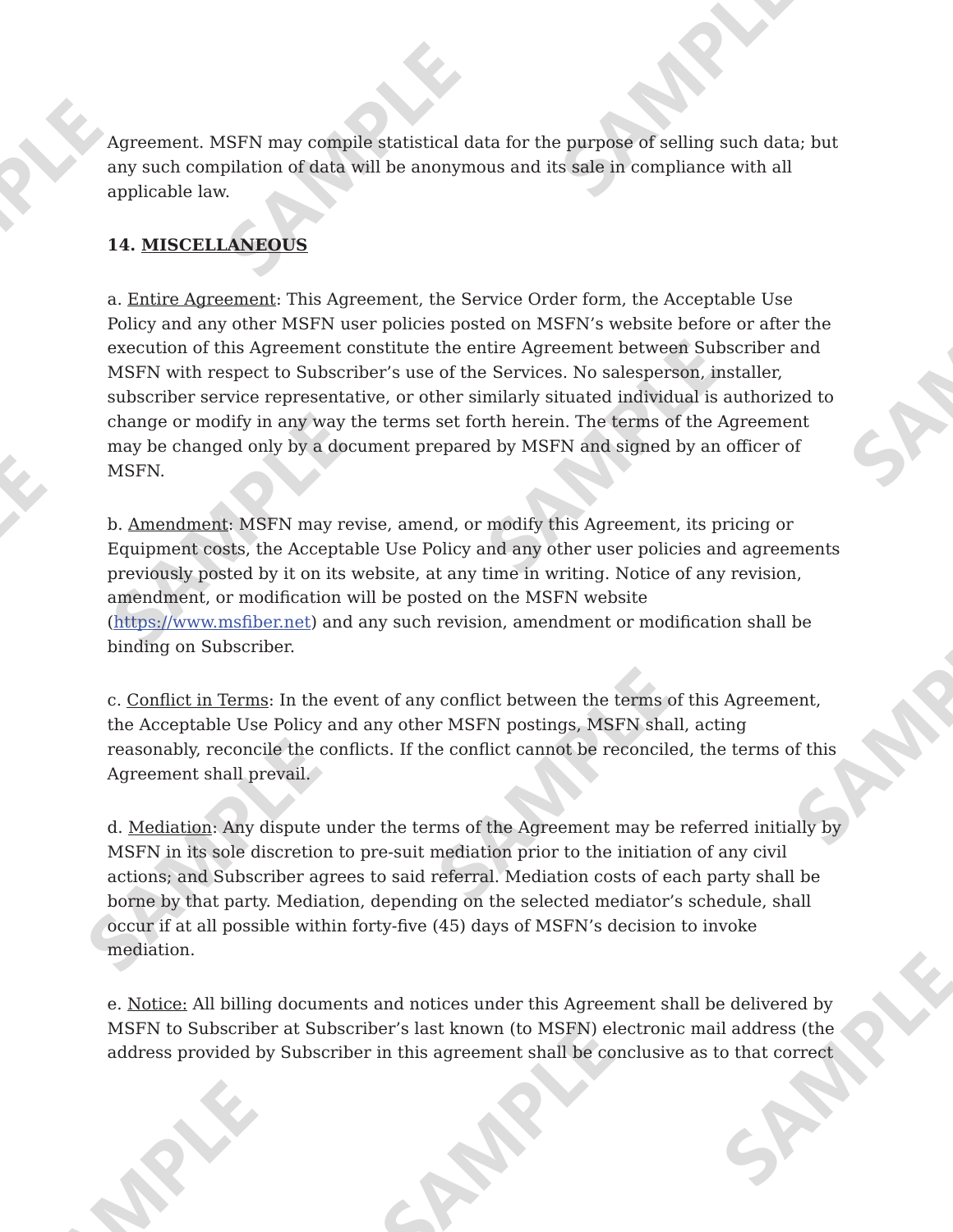Agreement. MSFN may compile statistical data for the purpose of selling such data; but any such compilation of data will be anonymous and its sale in compliance with all applicable law.

**14. MISCELLANEOUS**

a. Entire Agreement: This Agreement, the Service Order form, the Acceptable Use Policy and any other MSFN user policies posted on MSFN's website before or after the execution of this Agreement constitute the entire Agreement between Subscriber and MSFN with respect to Subscriber's use of the Services. No salesperson, installer, subscriber service representative, or other similarly situated individual is authorized to change or modify in any way the terms set forth herein. The terms of the Agreement may be changed only by a document prepared by MSFN and signed by an officer of MSFN.

b. Amendment: MSFN may revise, amend, or modify this Agreement, its pricing or Equipment costs, the Acceptable Use Policy and any other user policies and agreements previously posted by it on its website, at any time in writing. Notice of any revision, amendment, or modification will be posted on the MSFN website (https://www.msfiber.net) and any such revision, amendment or modification shall be binding on Subscriber.

c. Conflict in Terms: In the event of any conflict between the terms of this Agreement, the Acceptable Use Policy and any other MSFN postings, MSFN shall, acting reasonably, reconcile the conflicts. If the conflict cannot be reconciled, the terms of this Agreement shall prevail.

d. Mediation: Any dispute under the terms of the Agreement may be referred initially by MSFN in its sole discretion to pre-suit mediation prior to the initiation of any civil actions; and Subscriber agrees to said referral. Mediation costs of each party shall be borne by that party. Mediation, depending on the selected mediator's schedule, shall occur if at all possible within forty-five (45) days of MSFN's decision to invoke mediation.

e. Notice: All billing documents and notices under this Agreement shall be delivered by MSFN to Subscriber at Subscriber's last known (to MSFN) electronic mail address (the address provided by Subscriber in this agreement shall be conclusive as to that correct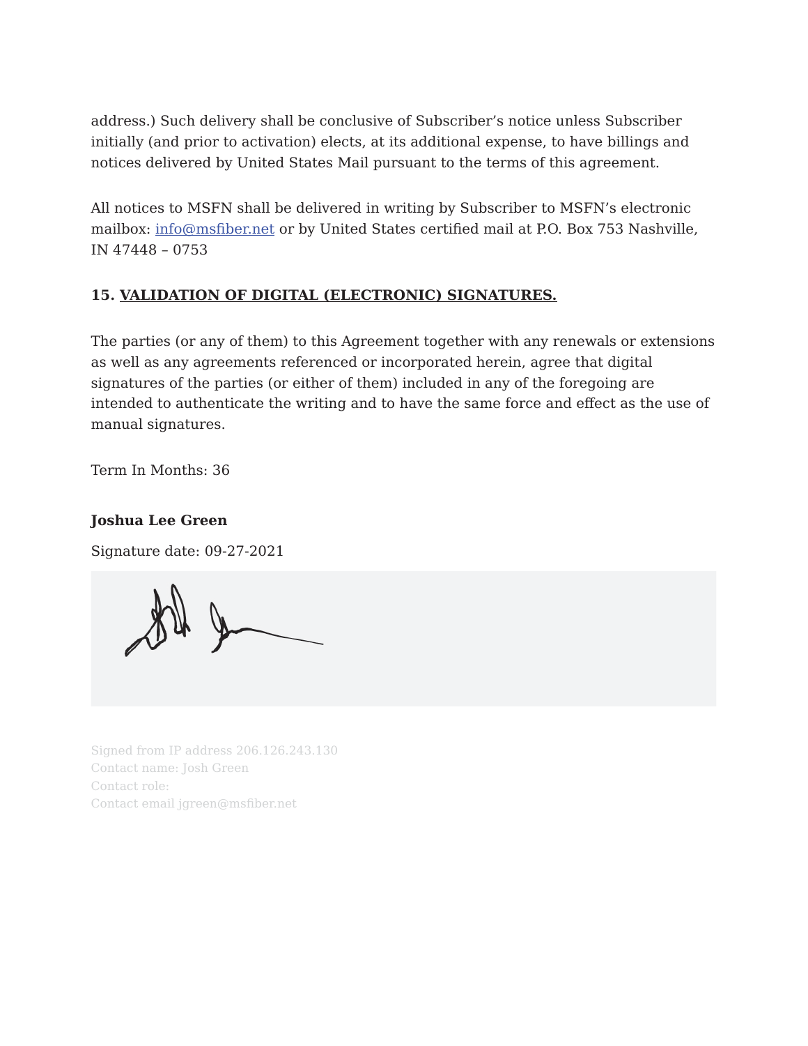address.) Such delivery shall be conclusive of Subscriber's notice unless Subscriber initially (and prior to activation) elects, at its additional expense, to have billings and notices delivered by United States Mail pursuant to the terms of this agreement.

All notices to MSFN shall be delivered in writing by Subscriber to MSFN's electronic mailbox: info@msfiber.net or by United States certified mail at P.O. Box 753 Nashville, IN 47448 – 0753

## 15. VALIDATION OF DIGITAL (ELECTRONIC) SIGNATURES.

The parties (or any of them) to this Agreement together with any renewals or extensions as well as any agreements referenced or incorporated herein, agree that digital signatures of the parties (or either of them) included in any of the foregoing are intended to authenticate the writing and to have the same force and effect as the use of manual signatures.

Term In Months: 36

**Joshua Lee Green**

Signature date: 09-27-2021

Signed from IP address 206.126.243.130
Contact name: Josh Green
Contact role:
Contact email jgreen@msfiber.net